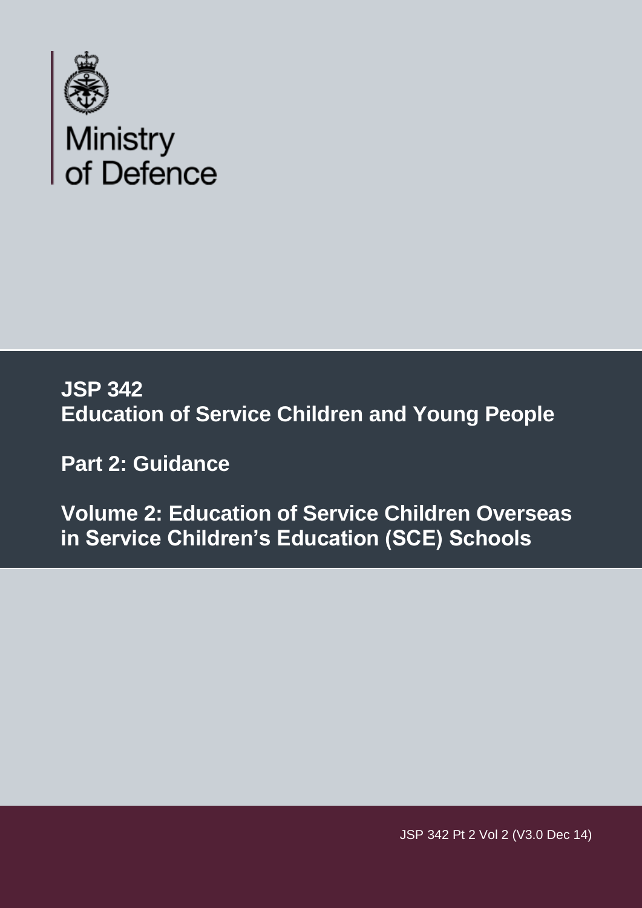Ministry of Defence

# JSP 342
# Education of Service Children and Young People

## Part 2: Guidance

## Volume 2: Education of Service Children Overseas in Service Children's Education (SCE) Schools

JSP 342 Pt 2 Vol 2 (V3.0 Dec 14)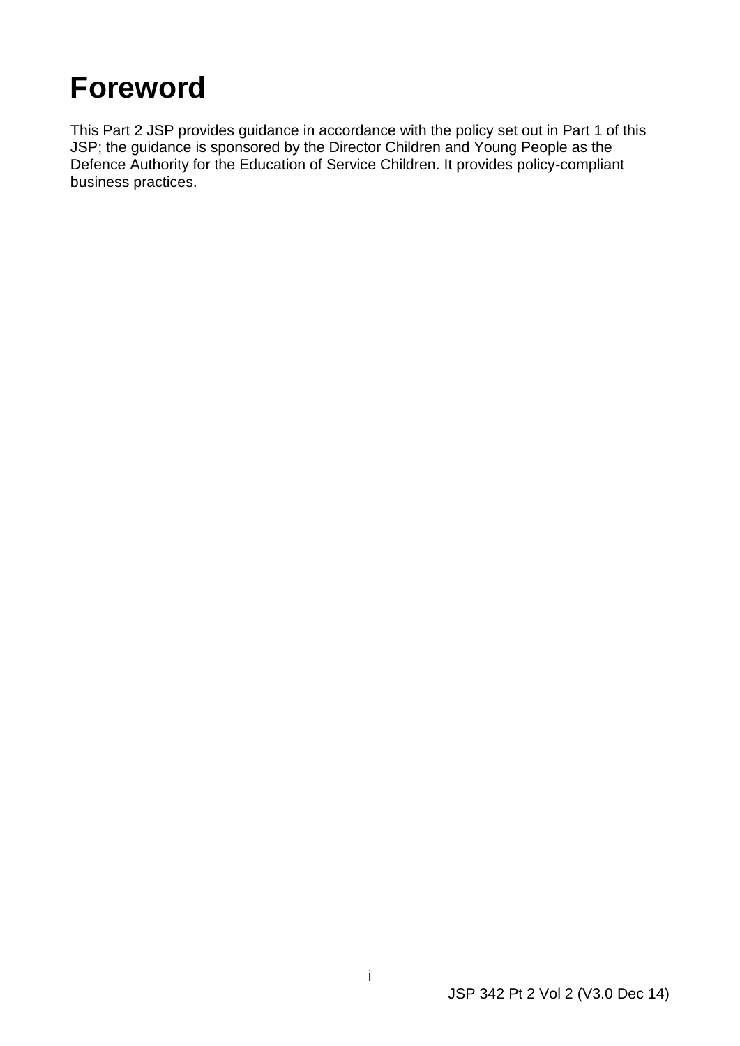# Foreword

This Part 2 JSP provides guidance in accordance with the policy set out in Part 1 of this JSP; the guidance is sponsored by the Director Children and Young People as the Defence Authority for the Education of Service Children. It provides policy-compliant business practices.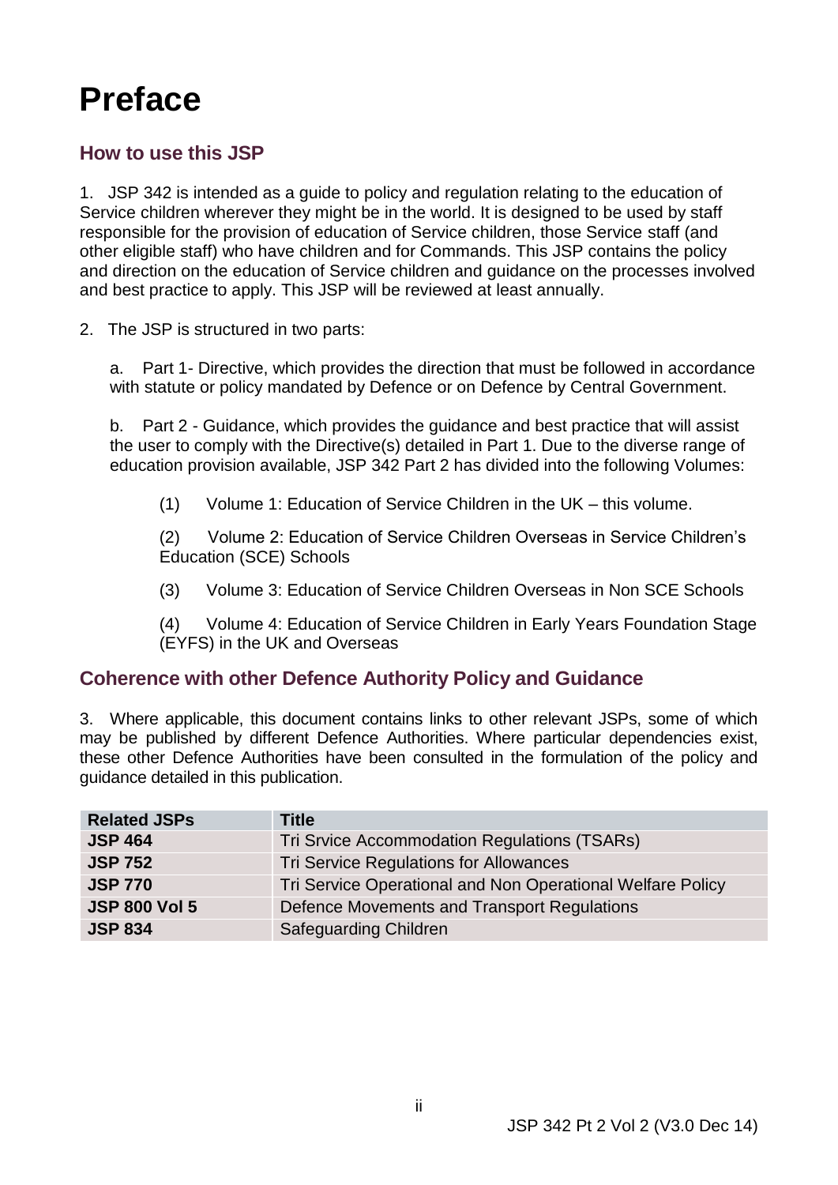# Preface

## How to use this JSP

1. JSP 342 is intended as a guide to policy and regulation relating to the education of Service children wherever they might be in the world. It is designed to be used by staff responsible for the provision of education of Service children, those Service staff (and other eligible staff) who have children and for Commands. This JSP contains the policy and direction on the education of Service children and guidance on the processes involved and best practice to apply. This JSP will be reviewed at least annually.

2. The JSP is structured in two parts:

   a. Part 1- Directive, which provides the direction that must be followed in accordance with statute or policy mandated by Defence or on Defence by Central Government.

   b. Part 2 - Guidance, which provides the guidance and best practice that will assist the user to comply with the Directive(s) detailed in Part 1. Due to the diverse range of education provision available, JSP 342 Part 2 has divided into the following Volumes:

      (1) Volume 1: Education of Service Children in the UK – this volume.

      (2) Volume 2: Education of Service Children Overseas in Service Children's Education (SCE) Schools

      (3) Volume 3: Education of Service Children Overseas in Non SCE Schools

      (4) Volume 4: Education of Service Children in Early Years Foundation Stage (EYFS) in the UK and Overseas

## Coherence with other Defence Authority Policy and Guidance

3. Where applicable, this document contains links to other relevant JSPs, some of which may be published by different Defence Authorities. Where particular dependencies exist, these other Defence Authorities have been consulted in the formulation of the policy and guidance detailed in this publication.

| Related JSPs | Title |
|---|---|
| **JSP 464** | Tri Srvice Accommodation Regulations (TSARs) |
| **JSP 752** | Tri Service Regulations for Allowances |
| **JSP 770** | Tri Service Operational and Non Operational Welfare Policy |
| **JSP 800 Vol 5** | Defence Movements and Transport Regulations |
| **JSP 834** | Safeguarding Children |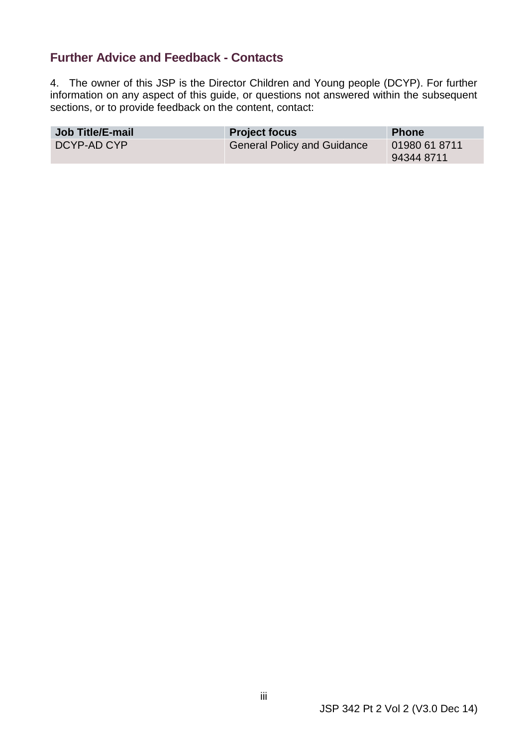## Further Advice and Feedback - Contacts

4. The owner of this JSP is the Director Children and Young people (DCYP). For further information on any aspect of this guide, or questions not answered within the subsequent sections, or to provide feedback on the content, contact:

| Job Title/E-mail | Project focus | Phone |
|---|---|---|
| DCYP-AD CYP | General Policy and Guidance | 01980 61 8711<br>94344 8711 |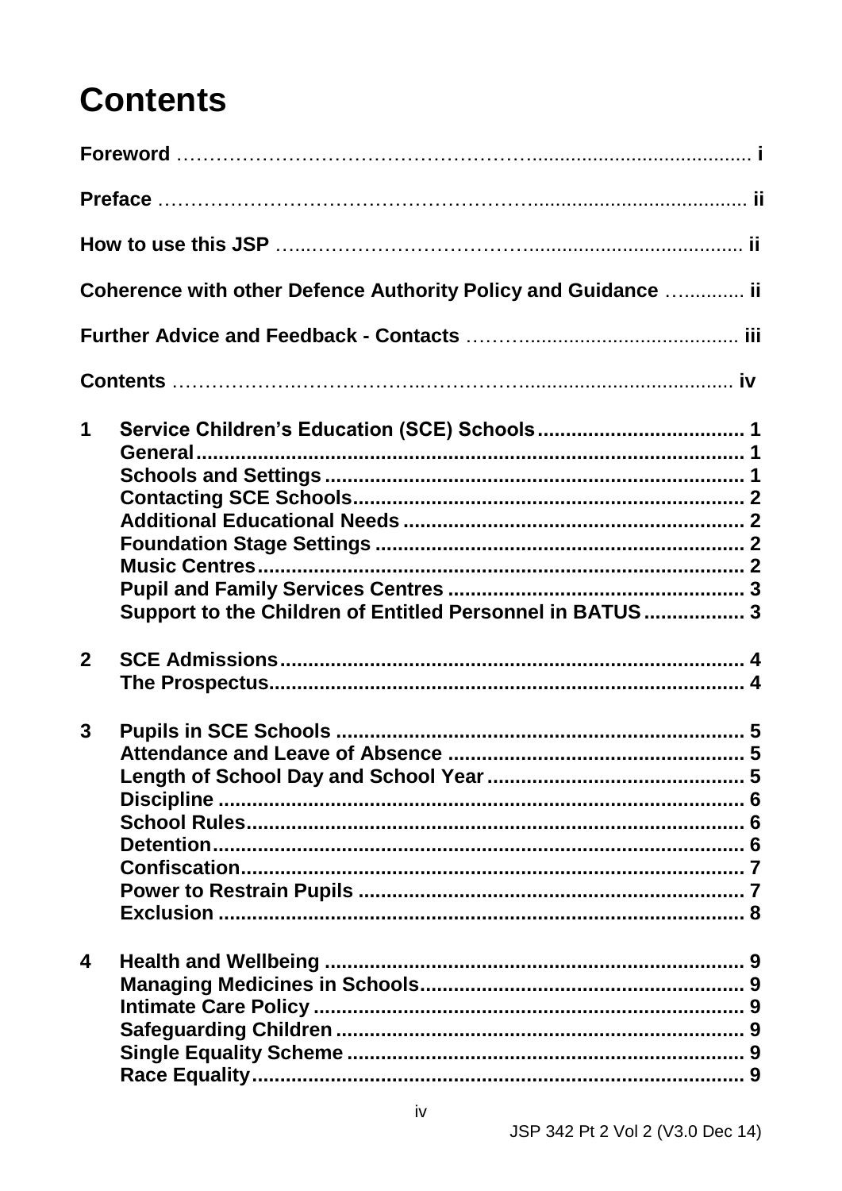# Contents

**Foreword** ........................................................................................ **i**

**Preface** ........................................................................................ **ii**

**How to use this JSP** ........................................................................................ **ii**

**Coherence with other Defence Authority Policy and Guidance** ............. **ii**

**Further Advice and Feedback - Contacts** ........................................... **iii**

**Contents** ........................................................................................ **iv**

**1 Service Children's Education (SCE) Schools** ..................................... **1**
- **General** .......................................................................................... **1**
- **Schools and Settings** ..................................................................... **1**
- **Contacting SCE Schools** ................................................................ **2**
- **Additional Educational Needs** ......................................................... **2**
- **Foundation Stage Settings** ............................................................. **2**
- **Music Centres** ................................................................................ **2**
- **Pupil and Family Services Centres** .................................................. **3**
- **Support to the Children of Entitled Personnel in BATUS** .................. **3**

**2 SCE Admissions** ............................................................................... **4**
- **The Prospectus** ............................................................................... **4**

**3 Pupils in SCE Schools** ...................................................................... **5**
- **Attendance and Leave of Absence** .................................................. **5**
- **Length of School Day and School Year** ............................................ **5**
- **Discipline** ....................................................................................... **6**
- **School Rules** .................................................................................. **6**
- **Detention** ........................................................................................ **6**
- **Confiscation** .................................................................................... **7**
- **Power to Restrain Pupils** ................................................................. **7**
- **Exclusion** ........................................................................................ **8**

**4 Health and Wellbeing** ....................................................................... **9**
- **Managing Medicines in Schools** ...................................................... **9**
- **Intimate Care Policy** ....................................................................... **9**
- **Safeguarding Children** .................................................................... **9**
- **Single Equality Scheme** ................................................................... **9**
- **Race Equality** .................................................................................. **9**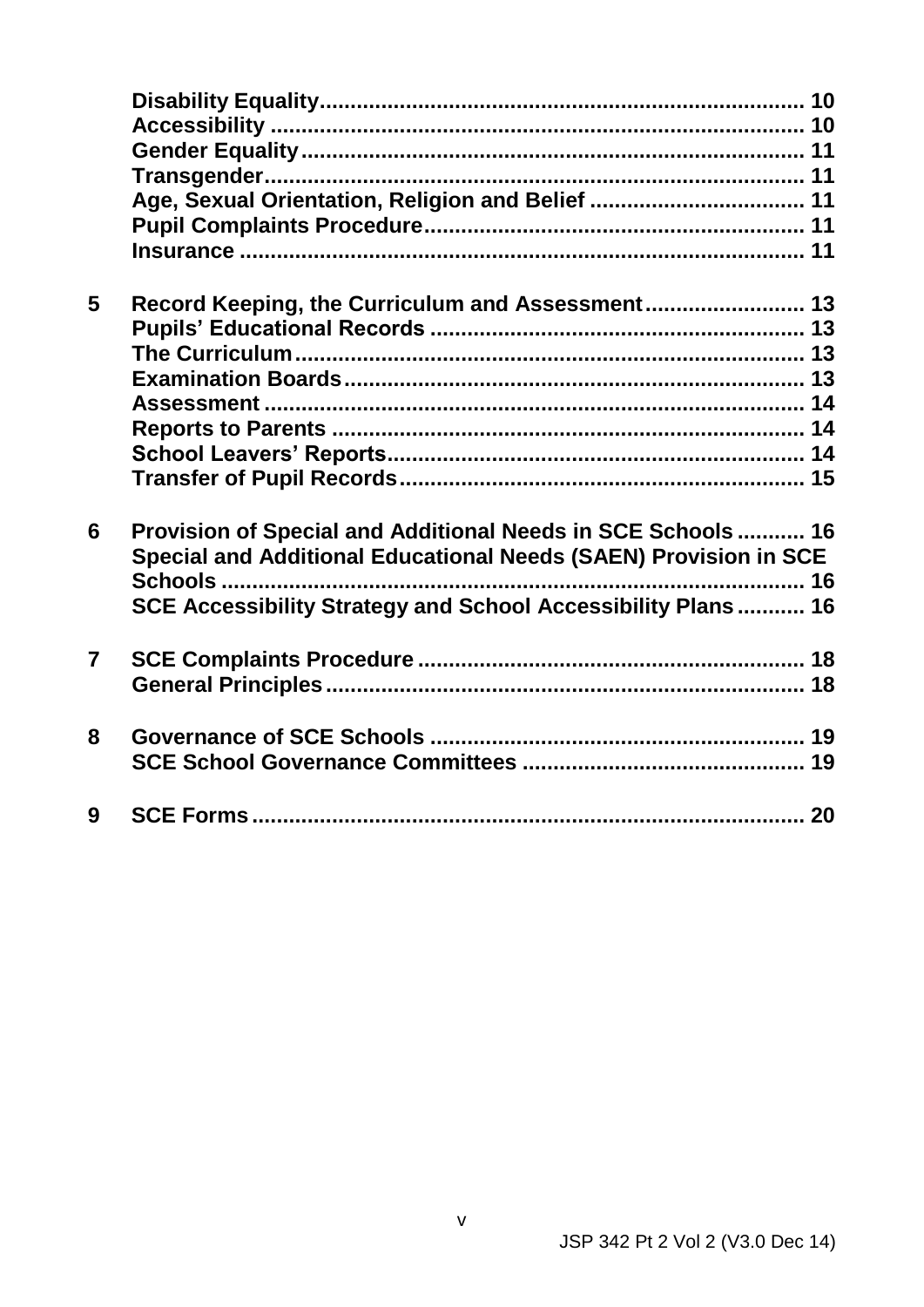**Disability Equality** ............................................................................ 10
**Accessibility** ..................................................................................... 10
**Gender Equality** ................................................................................ 11
**Transgender** ...................................................................................... 11
**Age, Sexual Orientation, Religion and Belief** .................................. 11
**Pupil Complaints Procedure** ............................................................ 11
**Insurance** .......................................................................................... 11

**5 Record Keeping, the Curriculum and Assessment** ......................... 13
**Pupils' Educational Records** ........................................................... 13
**The Curriculum** ................................................................................. 13
**Examination Boards** ......................................................................... 13
**Assessment** ...................................................................................... 14
**Reports to Parents** ........................................................................... 14
**School Leavers' Reports** .................................................................. 14
**Transfer of Pupil Records** ................................................................ 15

**6 Provision of Special and Additional Needs in SCE Schools** ........... 16
**Special and Additional Educational Needs (SAEN) Provision in SCE Schools** ............................................................................................. 16
**SCE Accessibility Strategy and School Accessibility Plans** ........... 16

**7 SCE Complaints Procedure** .............................................................. 18
**General Principles** ............................................................................ 18

**8 Governance of SCE Schools** ............................................................ 19
**SCE School Governance Committees** ............................................ 19

**9 SCE Forms** ......................................................................................... 20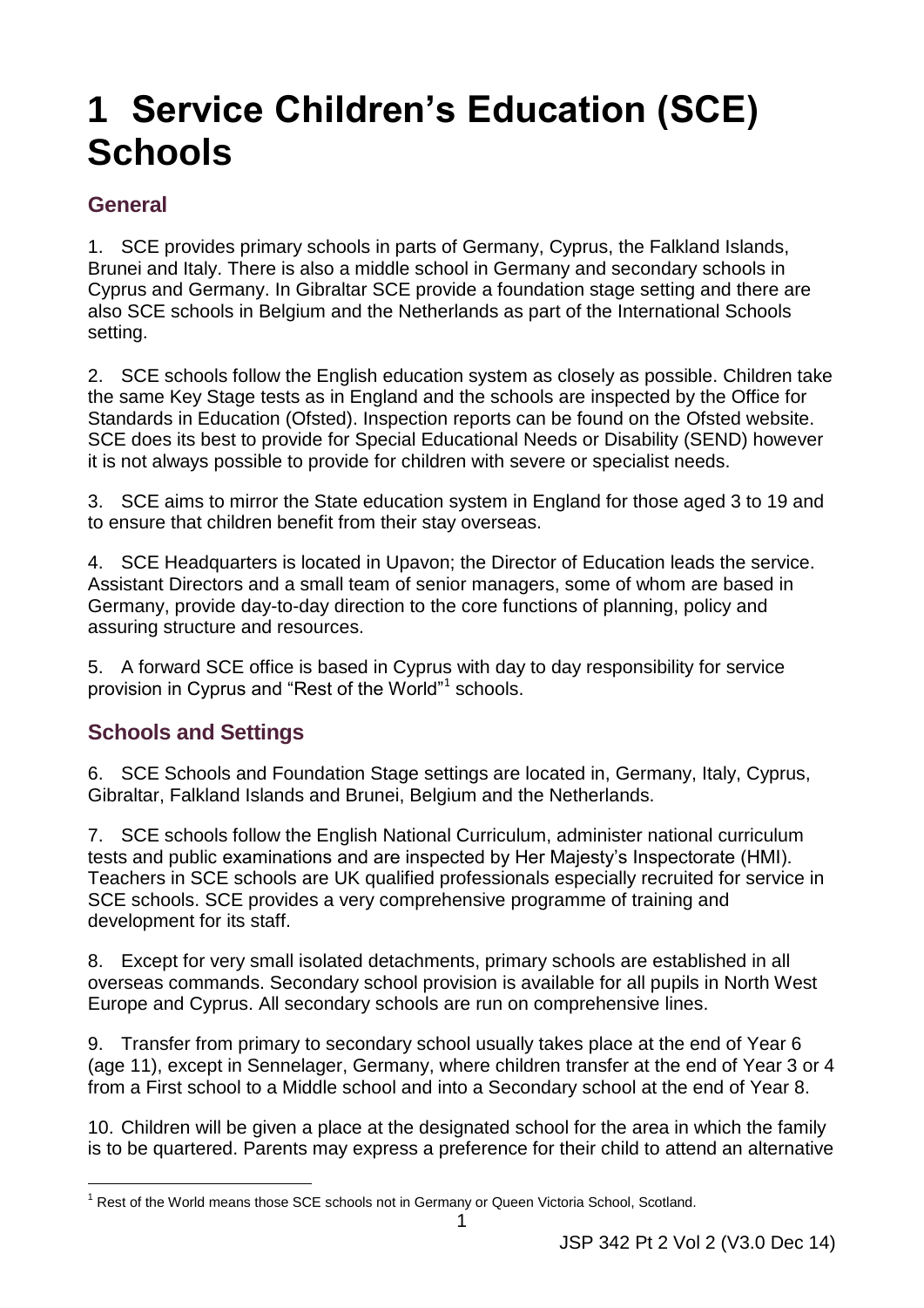# 1 Service Children's Education (SCE) Schools

## General

1. SCE provides primary schools in parts of Germany, Cyprus, the Falkland Islands, Brunei and Italy. There is also a middle school in Germany and secondary schools in Cyprus and Germany. In Gibraltar SCE provide a foundation stage setting and there are also SCE schools in Belgium and the Netherlands as part of the International Schools setting.

2. SCE schools follow the English education system as closely as possible. Children take the same Key Stage tests as in England and the schools are inspected by the Office for Standards in Education (Ofsted). Inspection reports can be found on the Ofsted website. SCE does its best to provide for Special Educational Needs or Disability (SEND) however it is not always possible to provide for children with severe or specialist needs.

3. SCE aims to mirror the State education system in England for those aged 3 to 19 and to ensure that children benefit from their stay overseas.

4. SCE Headquarters is located in Upavon; the Director of Education leads the service. Assistant Directors and a small team of senior managers, some of whom are based in Germany, provide day-to-day direction to the core functions of planning, policy and assuring structure and resources.

5. A forward SCE office is based in Cyprus with day to day responsibility for service provision in Cyprus and "Rest of the World"[1] schools.

## Schools and Settings

6. SCE Schools and Foundation Stage settings are located in, Germany, Italy, Cyprus, Gibraltar, Falkland Islands and Brunei, Belgium and the Netherlands.

7. SCE schools follow the English National Curriculum, administer national curriculum tests and public examinations and are inspected by Her Majesty's Inspectorate (HMI). Teachers in SCE schools are UK qualified professionals especially recruited for service in SCE schools. SCE provides a very comprehensive programme of training and development for its staff.

8. Except for very small isolated detachments, primary schools are established in all overseas commands. Secondary school provision is available for all pupils in North West Europe and Cyprus. All secondary schools are run on comprehensive lines.

9. Transfer from primary to secondary school usually takes place at the end of Year 6 (age 11), except in Sennelager, Germany, where children transfer at the end of Year 3 or 4 from a First school to a Middle school and into a Secondary school at the end of Year 8.

10. Children will be given a place at the designated school for the area in which the family is to be quartered. Parents may express a preference for their child to attend an alternative

[1] Rest of the World means those SCE schools not in Germany or Queen Victoria School, Scotland.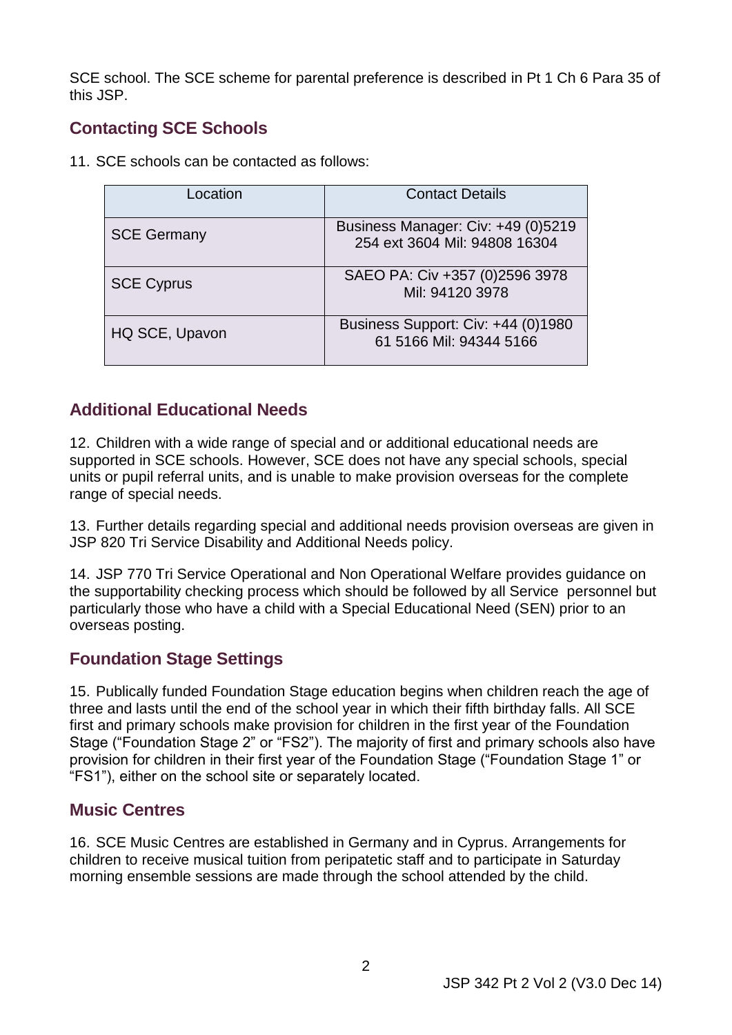SCE school. The SCE scheme for parental preference is described in Pt 1 Ch 6 Para 35 of this JSP.

## Contacting SCE Schools

11. SCE schools can be contacted as follows:

| Location | Contact Details |
|---|---|
| SCE Germany | Business Manager: Civ: +49 (0)5219 254 ext 3604 Mil: 94808 16304 |
| SCE Cyprus | SAEO PA: Civ +357 (0)2596 3978 Mil: 94120 3978 |
| HQ SCE, Upavon | Business Support: Civ: +44 (0)1980 61 5166 Mil: 94344 5166 |

## Additional Educational Needs

12. Children with a wide range of special and or additional educational needs are supported in SCE schools. However, SCE does not have any special schools, special units or pupil referral units, and is unable to make provision overseas for the complete range of special needs.

13. Further details regarding special and additional needs provision overseas are given in JSP 820 Tri Service Disability and Additional Needs policy.

14. JSP 770 Tri Service Operational and Non Operational Welfare provides guidance on the supportability checking process which should be followed by all Service personnel but particularly those who have a child with a Special Educational Need (SEN) prior to an overseas posting.

## Foundation Stage Settings

15. Publically funded Foundation Stage education begins when children reach the age of three and lasts until the end of the school year in which their fifth birthday falls. All SCE first and primary schools make provision for children in the first year of the Foundation Stage ("Foundation Stage 2" or "FS2"). The majority of first and primary schools also have provision for children in their first year of the Foundation Stage ("Foundation Stage 1" or "FS1"), either on the school site or separately located.

## Music Centres

16. SCE Music Centres are established in Germany and in Cyprus. Arrangements for children to receive musical tuition from peripatetic staff and to participate in Saturday morning ensemble sessions are made through the school attended by the child.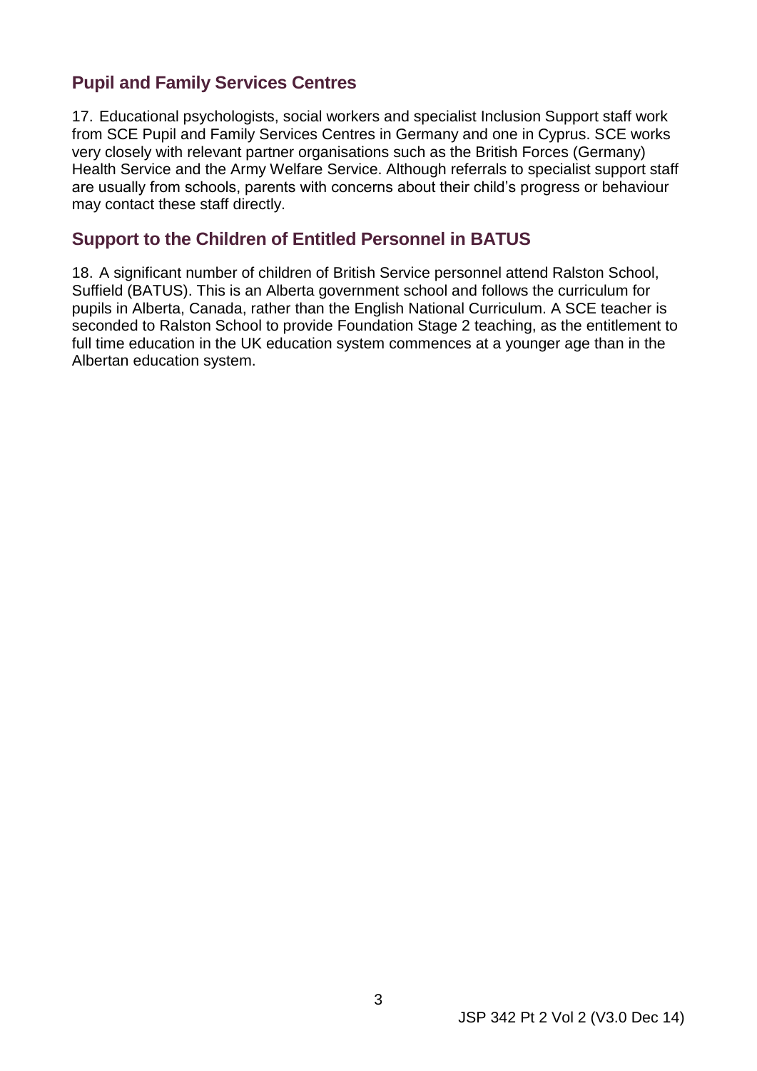## Pupil and Family Services Centres

17. Educational psychologists, social workers and specialist Inclusion Support staff work from SCE Pupil and Family Services Centres in Germany and one in Cyprus. SCE works very closely with relevant partner organisations such as the British Forces (Germany) Health Service and the Army Welfare Service. Although referrals to specialist support staff are usually from schools, parents with concerns about their child's progress or behaviour may contact these staff directly.

## Support to the Children of Entitled Personnel in BATUS

18. A significant number of children of British Service personnel attend Ralston School, Suffield (BATUS). This is an Alberta government school and follows the curriculum for pupils in Alberta, Canada, rather than the English National Curriculum. A SCE teacher is seconded to Ralston School to provide Foundation Stage 2 teaching, as the entitlement to full time education in the UK education system commences at a younger age than in the Albertan education system.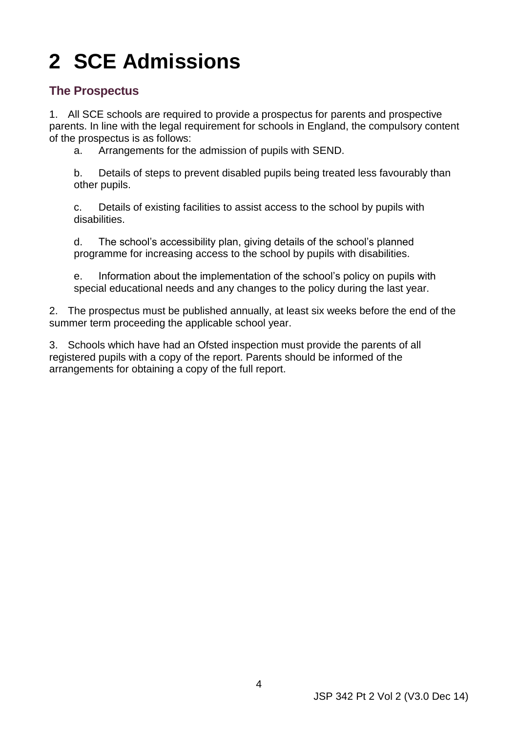# 2 SCE Admissions

## The Prospectus

1. All SCE schools are required to provide a prospectus for parents and prospective parents. In line with the legal requirement for schools in England, the compulsory content of the prospectus is as follows:

   a. Arrangements for the admission of pupils with SEND.

   b. Details of steps to prevent disabled pupils being treated less favourably than other pupils.

   c. Details of existing facilities to assist access to the school by pupils with disabilities.

   d. The school's accessibility plan, giving details of the school's planned programme for increasing access to the school by pupils with disabilities.

   e. Information about the implementation of the school's policy on pupils with special educational needs and any changes to the policy during the last year.

2. The prospectus must be published annually, at least six weeks before the end of the summer term proceeding the applicable school year.

3. Schools which have had an Ofsted inspection must provide the parents of all registered pupils with a copy of the report. Parents should be informed of the arrangements for obtaining a copy of the full report.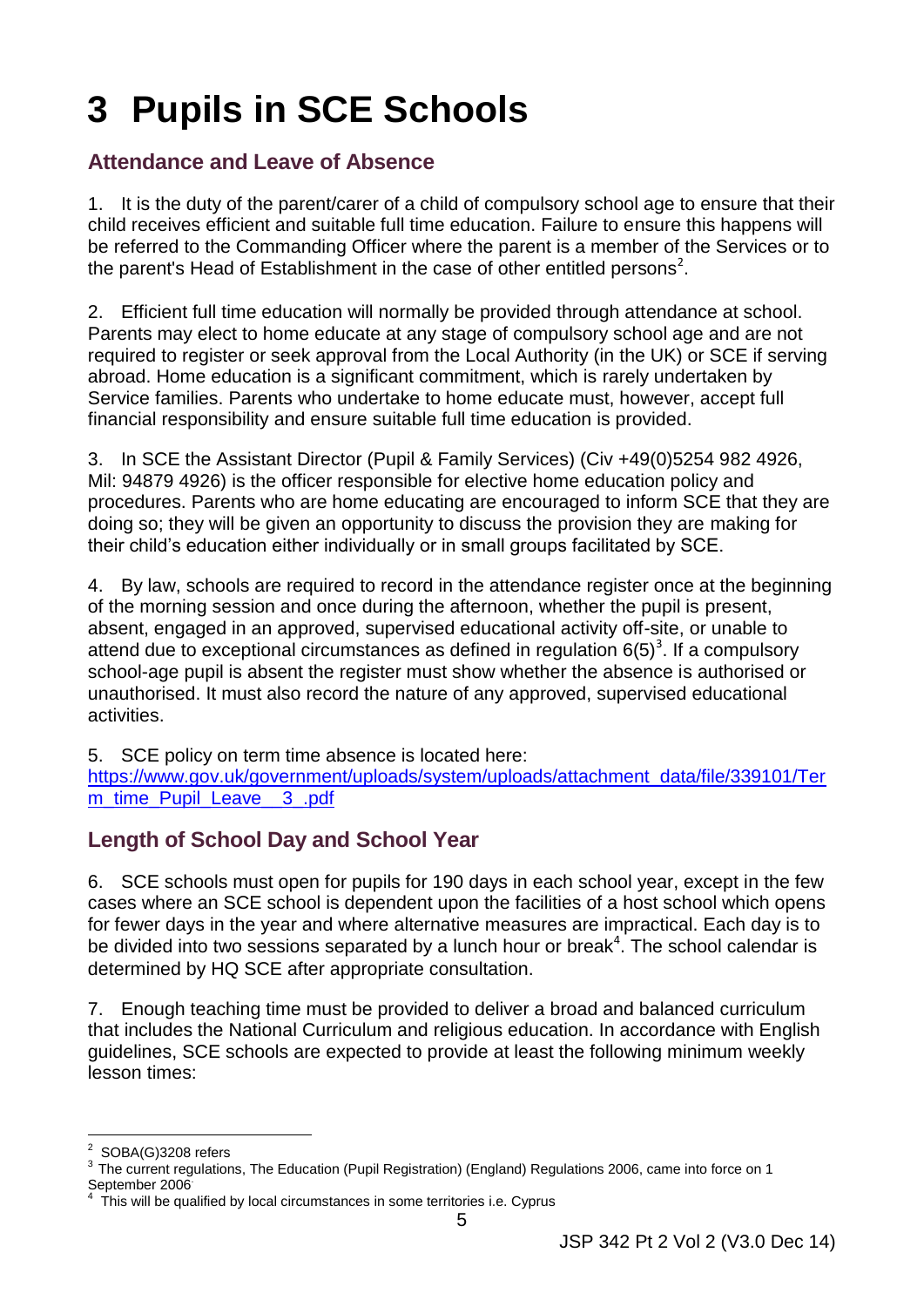# 3 Pupils in SCE Schools

## Attendance and Leave of Absence

1. It is the duty of the parent/carer of a child of compulsory school age to ensure that their child receives efficient and suitable full time education. Failure to ensure this happens will be referred to the Commanding Officer where the parent is a member of the Services or to the parent's Head of Establishment in the case of other entitled persons[2].

2. Efficient full time education will normally be provided through attendance at school. Parents may elect to home educate at any stage of compulsory school age and are not required to register or seek approval from the Local Authority (in the UK) or SCE if serving abroad. Home education is a significant commitment, which is rarely undertaken by Service families. Parents who undertake to home educate must, however, accept full financial responsibility and ensure suitable full time education is provided.

3. In SCE the Assistant Director (Pupil & Family Services) (Civ +49(0)5254 982 4926, Mil: 94879 4926) is the officer responsible for elective home education policy and procedures. Parents who are home educating are encouraged to inform SCE that they are doing so; they will be given an opportunity to discuss the provision they are making for their child's education either individually or in small groups facilitated by SCE.

4. By law, schools are required to record in the attendance register once at the beginning of the morning session and once during the afternoon, whether the pupil is present, absent, engaged in an approved, supervised educational activity off-site, or unable to attend due to exceptional circumstances as defined in regulation 6(5)[3]. If a compulsory school-age pupil is absent the register must show whether the absence is authorised or unauthorised. It must also record the nature of any approved, supervised educational activities.

5. SCE policy on term time absence is located here: [https://www.gov.uk/government/uploads/system/uploads/attachment_data/file/339101/Term_time_Pupil_Leave__3_.pdf](https://www.gov.uk/government/uploads/system/uploads/attachment_data/file/339101/Term_time_Pupil_Leave__3_.pdf)

## Length of School Day and School Year

6. SCE schools must open for pupils for 190 days in each school year, except in the few cases where an SCE school is dependent upon the facilities of a host school which opens for fewer days in the year and where alternative measures are impractical. Each day is to be divided into two sessions separated by a lunch hour or break[4]. The school calendar is determined by HQ SCE after appropriate consultation.

7. Enough teaching time must be provided to deliver a broad and balanced curriculum that includes the National Curriculum and religious education. In accordance with English guidelines, SCE schools are expected to provide at least the following minimum weekly lesson times:

---

[2] SOBA(G)3208 refers

[3] The current regulations, The Education (Pupil Registration) (England) Regulations 2006, came into force on 1 September 2006

[4] This will be qualified by local circumstances in some territories i.e. Cyprus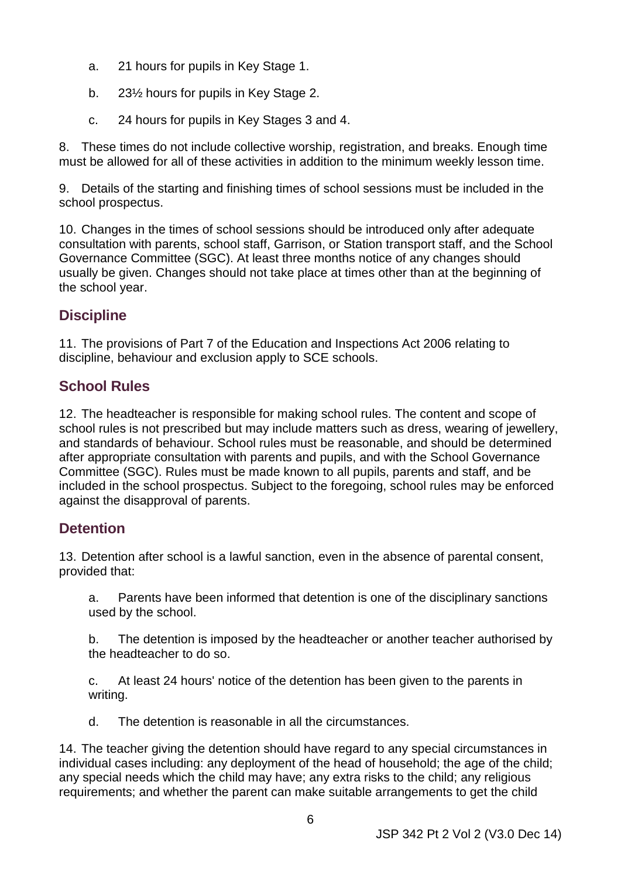a. 21 hours for pupils in Key Stage 1.

b. 23½ hours for pupils in Key Stage 2.

c. 24 hours for pupils in Key Stages 3 and 4.

8. These times do not include collective worship, registration, and breaks. Enough time must be allowed for all of these activities in addition to the minimum weekly lesson time.

9. Details of the starting and finishing times of school sessions must be included in the school prospectus.

10. Changes in the times of school sessions should be introduced only after adequate consultation with parents, school staff, Garrison, or Station transport staff, and the School Governance Committee (SGC). At least three months notice of any changes should usually be given. Changes should not take place at times other than at the beginning of the school year.

## Discipline

11. The provisions of Part 7 of the Education and Inspections Act 2006 relating to discipline, behaviour and exclusion apply to SCE schools.

## School Rules

12. The headteacher is responsible for making school rules. The content and scope of school rules is not prescribed but may include matters such as dress, wearing of jewellery, and standards of behaviour. School rules must be reasonable, and should be determined after appropriate consultation with parents and pupils, and with the School Governance Committee (SGC). Rules must be made known to all pupils, parents and staff, and be included in the school prospectus. Subject to the foregoing, school rules may be enforced against the disapproval of parents.

## Detention

13. Detention after school is a lawful sanction, even in the absence of parental consent, provided that:

a. Parents have been informed that detention is one of the disciplinary sanctions used by the school.

b. The detention is imposed by the headteacher or another teacher authorised by the headteacher to do so.

c. At least 24 hours' notice of the detention has been given to the parents in writing.

d. The detention is reasonable in all the circumstances.

14. The teacher giving the detention should have regard to any special circumstances in individual cases including: any deployment of the head of household; the age of the child; any special needs which the child may have; any extra risks to the child; any religious requirements; and whether the parent can make suitable arrangements to get the child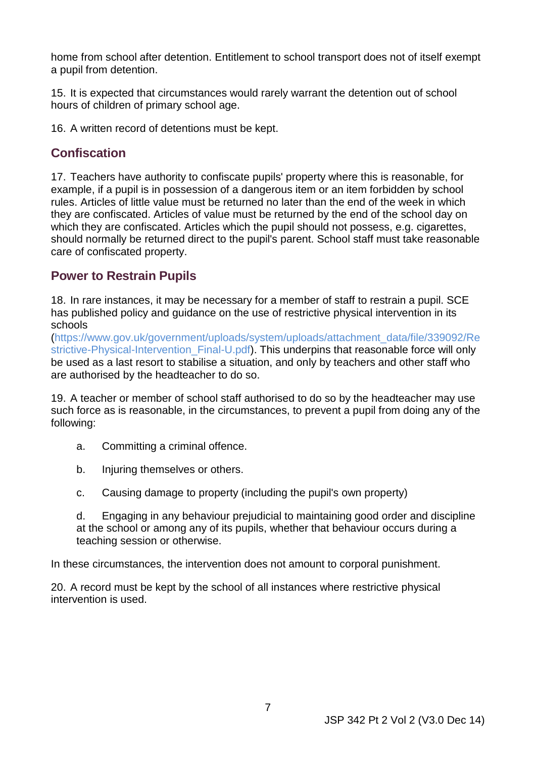home from school after detention. Entitlement to school transport does not of itself exempt a pupil from detention.

15. It is expected that circumstances would rarely warrant the detention out of school hours of children of primary school age.

16. A written record of detentions must be kept.

## Confiscation

17. Teachers have authority to confiscate pupils' property where this is reasonable, for example, if a pupil is in possession of a dangerous item or an item forbidden by school rules. Articles of little value must be returned no later than the end of the week in which they are confiscated. Articles of value must be returned by the end of the school day on which they are confiscated. Articles which the pupil should not possess, e.g. cigarettes, should normally be returned direct to the pupil's parent. School staff must take reasonable care of confiscated property.

## Power to Restrain Pupils

18. In rare instances, it may be necessary for a member of staff to restrain a pupil. SCE has published policy and guidance on the use of restrictive physical intervention in its schools (https://www.gov.uk/government/uploads/system/uploads/attachment_data/file/339092/Restrictive-Physical-Intervention_Final-U.pdf). This underpins that reasonable force will only be used as a last resort to stabilise a situation, and only by teachers and other staff who are authorised by the headteacher to do so.

19. A teacher or member of school staff authorised to do so by the headteacher may use such force as is reasonable, in the circumstances, to prevent a pupil from doing any of the following:

a. Committing a criminal offence.

b. Injuring themselves or others.

c. Causing damage to property (including the pupil's own property)

d. Engaging in any behaviour prejudicial to maintaining good order and discipline at the school or among any of its pupils, whether that behaviour occurs during a teaching session or otherwise.

In these circumstances, the intervention does not amount to corporal punishment.

20. A record must be kept by the school of all instances where restrictive physical intervention is used.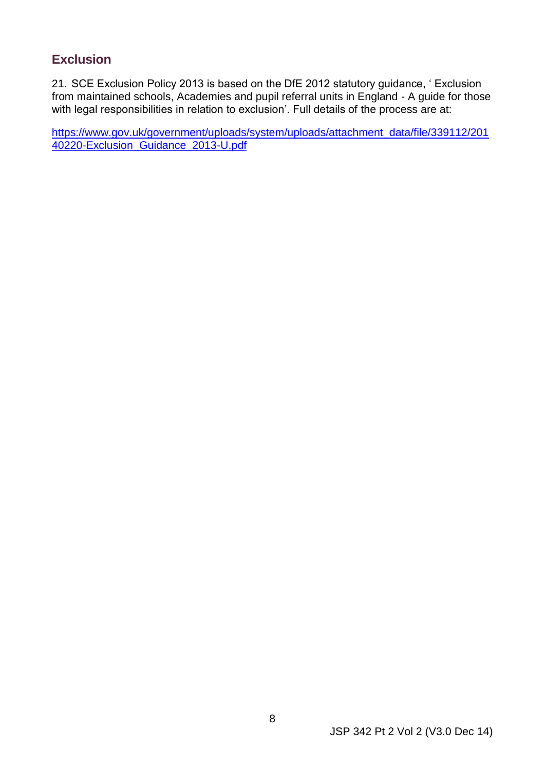## Exclusion

21. SCE Exclusion Policy 2013 is based on the DfE 2012 statutory guidance, ' Exclusion from maintained schools, Academies and pupil referral units in England - A guide for those with legal responsibilities in relation to exclusion'. Full details of the process are at:

https://www.gov.uk/government/uploads/system/uploads/attachment_data/file/339112/20140220-Exclusion_Guidance_2013-U.pdf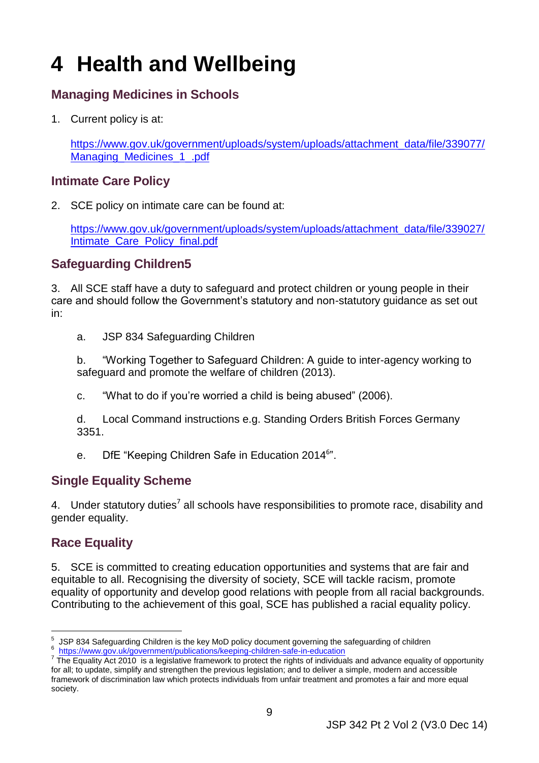# 4 Health and Wellbeing

## Managing Medicines in Schools

1. Current policy is at:

   https://www.gov.uk/government/uploads/system/uploads/attachment_data/file/339077/Managing_Medicines_1_.pdf

## Intimate Care Policy

2. SCE policy on intimate care can be found at:

   https://www.gov.uk/government/uploads/system/uploads/attachment_data/file/339027/Intimate_Care_Policy_final.pdf

## Safeguarding Children5

3. All SCE staff have a duty to safeguard and protect children or young people in their care and should follow the Government's statutory and non-statutory guidance as set out in:

   a. JSP 834 Safeguarding Children

   b. "Working Together to Safeguard Children: A guide to inter-agency working to safeguard and promote the welfare of children (2013).

   c. "What to do if you're worried a child is being abused" (2006).

   d. Local Command instructions e.g. Standing Orders British Forces Germany 3351.

   e. DfE "Keeping Children Safe in Education 2014[6]".

## Single Equality Scheme

4. Under statutory duties[7] all schools have responsibilities to promote race, disability and gender equality.

## Race Equality

5. SCE is committed to creating education opportunities and systems that are fair and equitable to all. Recognising the diversity of society, SCE will tackle racism, promote equality of opportunity and develop good relations with people from all racial backgrounds. Contributing to the achievement of this goal, SCE has published a racial equality policy.

---

[5] JSP 834 Safeguarding Children is the key MoD policy document governing the safeguarding of children

[6] https://www.gov.uk/government/publications/keeping-children-safe-in-education

[7] The Equality Act 2010 is a legislative framework to protect the rights of individuals and advance equality of opportunity for all; to update, simplify and strengthen the previous legislation; and to deliver a simple, modern and accessible framework of discrimination law which protects individuals from unfair treatment and promotes a fair and more equal society.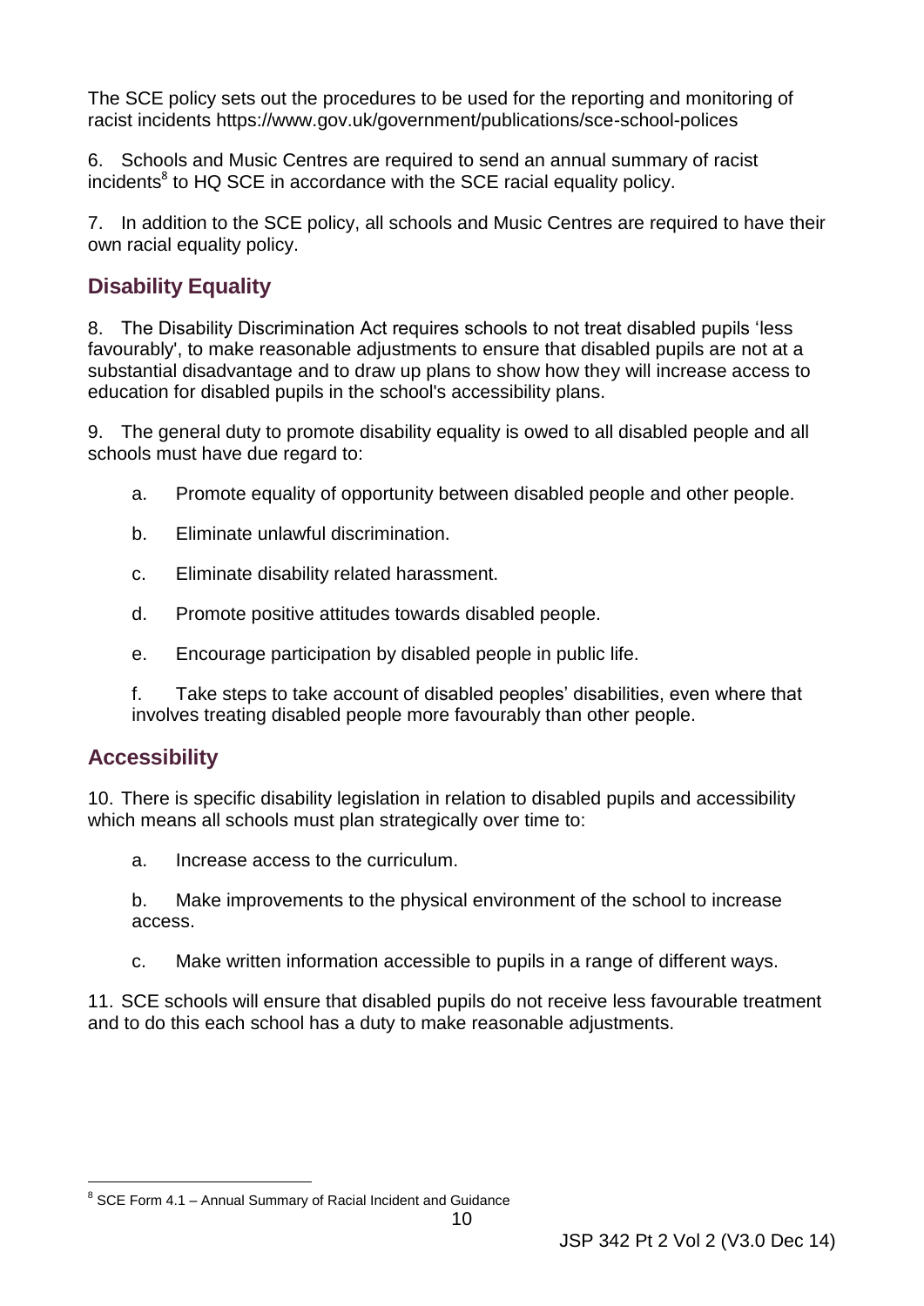The SCE policy sets out the procedures to be used for the reporting and monitoring of racist incidents https://www.gov.uk/government/publications/sce-school-polices

6. Schools and Music Centres are required to send an annual summary of racist incidents[8] to HQ SCE in accordance with the SCE racial equality policy.

7. In addition to the SCE policy, all schools and Music Centres are required to have their own racial equality policy.

## Disability Equality

8. The Disability Discrimination Act requires schools to not treat disabled pupils 'less favourably', to make reasonable adjustments to ensure that disabled pupils are not at a substantial disadvantage and to draw up plans to show how they will increase access to education for disabled pupils in the school's accessibility plans.

9. The general duty to promote disability equality is owed to all disabled people and all schools must have due regard to:

  a. Promote equality of opportunity between disabled people and other people.

  b. Eliminate unlawful discrimination.

  c. Eliminate disability related harassment.

  d. Promote positive attitudes towards disabled people.

  e. Encourage participation by disabled people in public life.

  f. Take steps to take account of disabled peoples' disabilities, even where that involves treating disabled people more favourably than other people.

## Accessibility

10. There is specific disability legislation in relation to disabled pupils and accessibility which means all schools must plan strategically over time to:

  a. Increase access to the curriculum.

  b. Make improvements to the physical environment of the school to increase access.

  c. Make written information accessible to pupils in a range of different ways.

11. SCE schools will ensure that disabled pupils do not receive less favourable treatment and to do this each school has a duty to make reasonable adjustments.

---

[8] SCE Form 4.1 – Annual Summary of Racial Incident and Guidance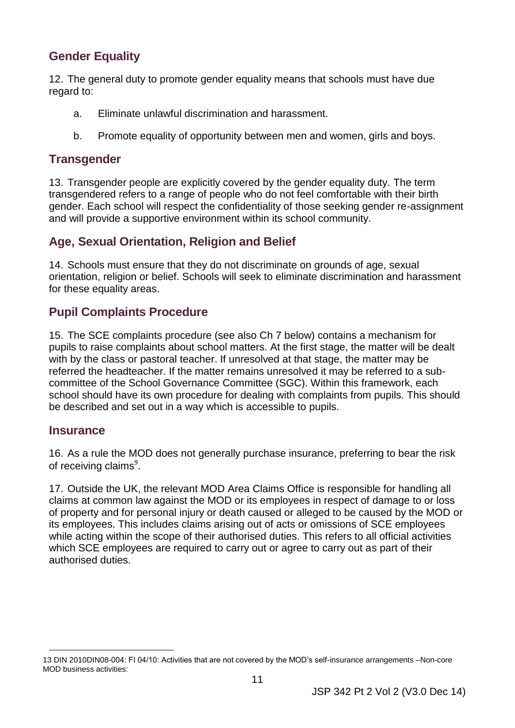## Gender Equality

12. The general duty to promote gender equality means that schools must have due regard to:

  a. Eliminate unlawful discrimination and harassment.

  b. Promote equality of opportunity between men and women, girls and boys.

## Transgender

13. Transgender people are explicitly covered by the gender equality duty. The term transgendered refers to a range of people who do not feel comfortable with their birth gender. Each school will respect the confidentiality of those seeking gender re-assignment and will provide a supportive environment within its school community.

## Age, Sexual Orientation, Religion and Belief

14. Schools must ensure that they do not discriminate on grounds of age, sexual orientation, religion or belief. Schools will seek to eliminate discrimination and harassment for these equality areas.

## Pupil Complaints Procedure

15. The SCE complaints procedure (see also Ch 7 below) contains a mechanism for pupils to raise complaints about school matters. At the first stage, the matter will be dealt with by the class or pastoral teacher. If unresolved at that stage, the matter may be referred the headteacher. If the matter remains unresolved it may be referred to a sub-committee of the School Governance Committee (SGC). Within this framework, each school should have its own procedure for dealing with complaints from pupils. This should be described and set out in a way which is accessible to pupils.

## Insurance

16. As a rule the MOD does not generally purchase insurance, preferring to bear the risk of receiving claims[9].

17. Outside the UK, the relevant MOD Area Claims Office is responsible for handling all claims at common law against the MOD or its employees in respect of damage to or loss of property and for personal injury or death caused or alleged to be caused by the MOD or its employees. This includes claims arising out of acts or omissions of SCE employees while acting within the scope of their authorised duties. This refers to all official activities which SCE employees are required to carry out or agree to carry out as part of their authorised duties.

---

13 DIN 2010DIN08-004: FI 04/10: Activities that are not covered by the MOD's self-insurance arrangements –Non-core MOD business activities: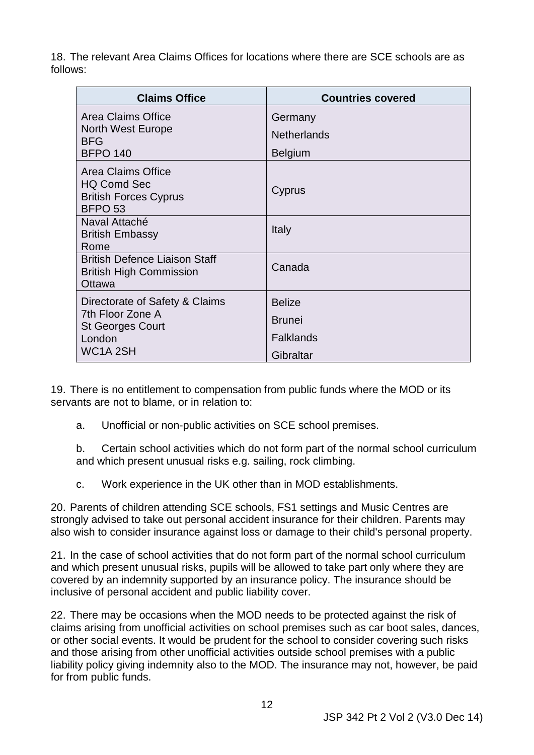18. The relevant Area Claims Offices for locations where there are SCE schools are as follows:

| Claims Office | Countries covered |
| --- | --- |
| Area Claims Office<br>North West Europe<br>BFG<br>BFPO 140 | Germany<br>Netherlands<br>Belgium |
| Area Claims Office<br>HQ Comd Sec<br>British Forces Cyprus<br>BFPO 53 | Cyprus |
| Naval Attaché<br>British Embassy<br>Rome | Italy |
| British Defence Liaison Staff<br>British High Commission<br>Ottawa | Canada |
| Directorate of Safety & Claims<br>7th Floor Zone A<br>St Georges Court<br>London<br>WC1A 2SH | Belize<br>Brunei<br>Falklands<br>Gibraltar |

19. There is no entitlement to compensation from public funds where the MOD or its servants are not to blame, or in relation to:

a. Unofficial or non-public activities on SCE school premises.

b. Certain school activities which do not form part of the normal school curriculum and which present unusual risks e.g. sailing, rock climbing.

c. Work experience in the UK other than in MOD establishments.

20. Parents of children attending SCE schools, FS1 settings and Music Centres are strongly advised to take out personal accident insurance for their children. Parents may also wish to consider insurance against loss or damage to their child's personal property.

21. In the case of school activities that do not form part of the normal school curriculum and which present unusual risks, pupils will be allowed to take part only where they are covered by an indemnity supported by an insurance policy. The insurance should be inclusive of personal accident and public liability cover.

22. There may be occasions when the MOD needs to be protected against the risk of claims arising from unofficial activities on school premises such as car boot sales, dances, or other social events. It would be prudent for the school to consider covering such risks and those arising from other unofficial activities outside school premises with a public liability policy giving indemnity also to the MOD. The insurance may not, however, be paid for from public funds.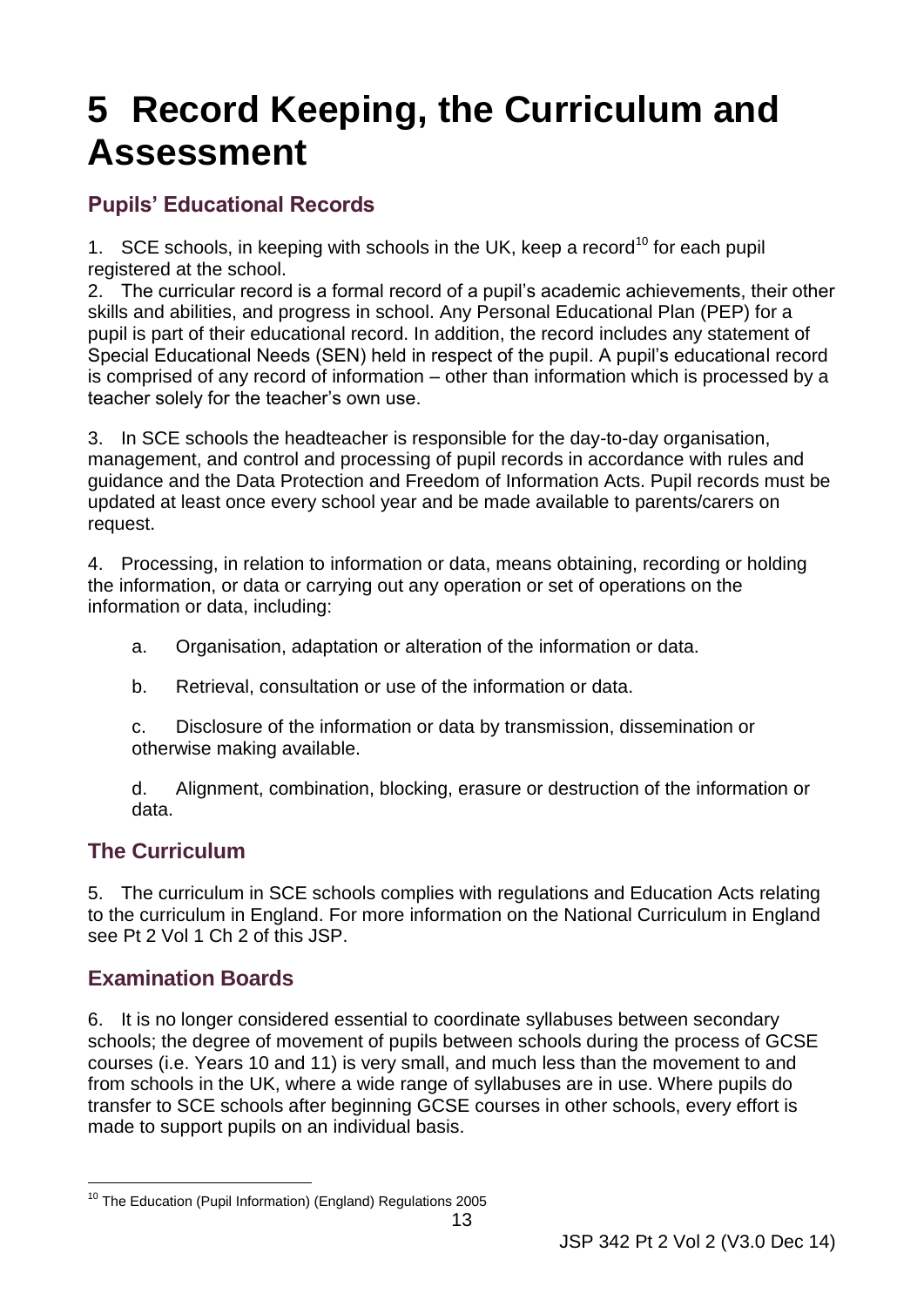# 5 Record Keeping, the Curriculum and Assessment

## Pupils' Educational Records

1. SCE schools, in keeping with schools in the UK, keep a record[10] for each pupil registered at the school.
2. The curricular record is a formal record of a pupil's academic achievements, their other skills and abilities, and progress in school. Any Personal Educational Plan (PEP) for a pupil is part of their educational record. In addition, the record includes any statement of Special Educational Needs (SEN) held in respect of the pupil. A pupil's educational record is comprised of any record of information – other than information which is processed by a teacher solely for the teacher's own use.

3. In SCE schools the headteacher is responsible for the day-to-day organisation, management, and control and processing of pupil records in accordance with rules and guidance and the Data Protection and Freedom of Information Acts. Pupil records must be updated at least once every school year and be made available to parents/carers on request.

4. Processing, in relation to information or data, means obtaining, recording or holding the information, or data or carrying out any operation or set of operations on the information or data, including:

   a. Organisation, adaptation or alteration of the information or data.

   b. Retrieval, consultation or use of the information or data.

   c. Disclosure of the information or data by transmission, dissemination or otherwise making available.

   d. Alignment, combination, blocking, erasure or destruction of the information or data.

## The Curriculum

5. The curriculum in SCE schools complies with regulations and Education Acts relating to the curriculum in England. For more information on the National Curriculum in England see Pt 2 Vol 1 Ch 2 of this JSP.

## Examination Boards

6. It is no longer considered essential to coordinate syllabuses between secondary schools; the degree of movement of pupils between schools during the process of GCSE courses (i.e. Years 10 and 11) is very small, and much less than the movement to and from schools in the UK, where a wide range of syllabuses are in use. Where pupils do transfer to SCE schools after beginning GCSE courses in other schools, every effort is made to support pupils on an individual basis.

---

[10] The Education (Pupil Information) (England) Regulations 2005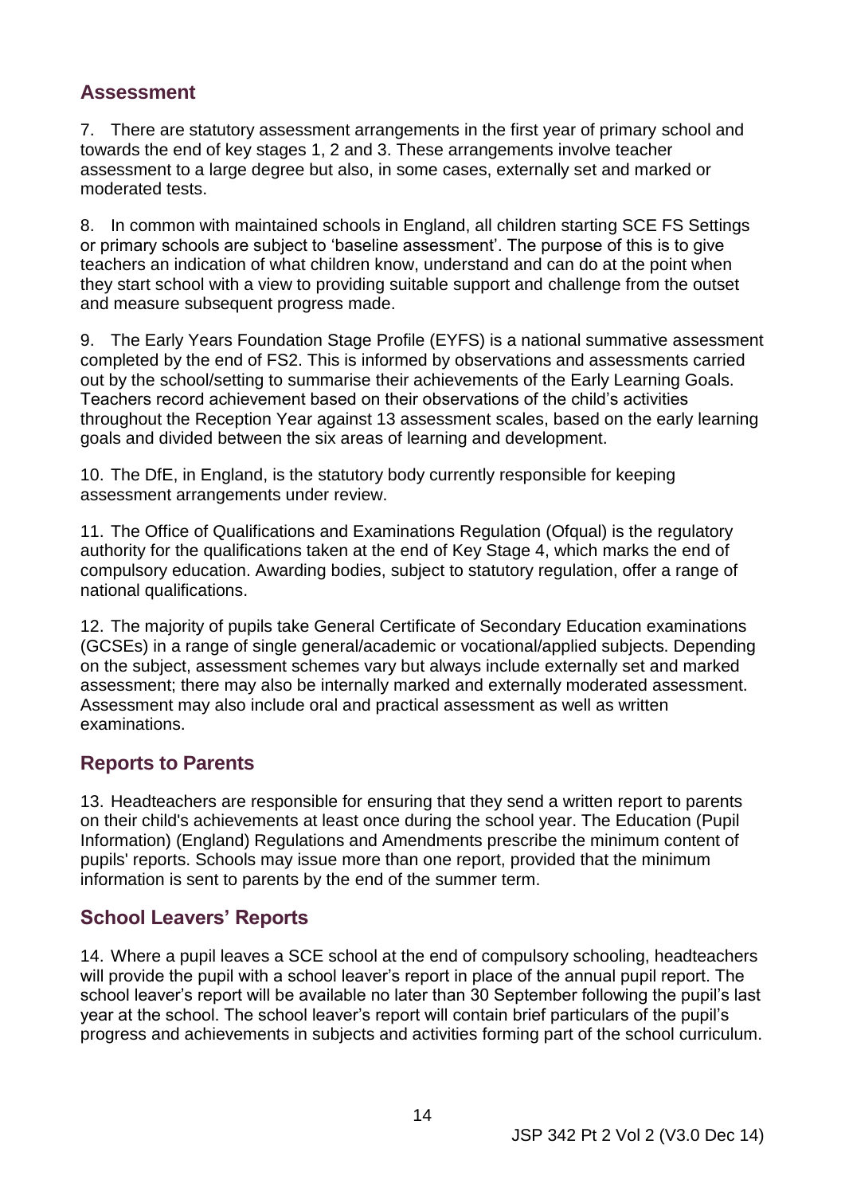## Assessment

7. There are statutory assessment arrangements in the first year of primary school and towards the end of key stages 1, 2 and 3. These arrangements involve teacher assessment to a large degree but also, in some cases, externally set and marked or moderated tests.

8. In common with maintained schools in England, all children starting SCE FS Settings or primary schools are subject to 'baseline assessment'. The purpose of this is to give teachers an indication of what children know, understand and can do at the point when they start school with a view to providing suitable support and challenge from the outset and measure subsequent progress made.

9. The Early Years Foundation Stage Profile (EYFS) is a national summative assessment completed by the end of FS2. This is informed by observations and assessments carried out by the school/setting to summarise their achievements of the Early Learning Goals. Teachers record achievement based on their observations of the child's activities throughout the Reception Year against 13 assessment scales, based on the early learning goals and divided between the six areas of learning and development.

10. The DfE, in England, is the statutory body currently responsible for keeping assessment arrangements under review.

11. The Office of Qualifications and Examinations Regulation (Ofqual) is the regulatory authority for the qualifications taken at the end of Key Stage 4, which marks the end of compulsory education. Awarding bodies, subject to statutory regulation, offer a range of national qualifications.

12. The majority of pupils take General Certificate of Secondary Education examinations (GCSEs) in a range of single general/academic or vocational/applied subjects. Depending on the subject, assessment schemes vary but always include externally set and marked assessment; there may also be internally marked and externally moderated assessment. Assessment may also include oral and practical assessment as well as written examinations.

## Reports to Parents

13. Headteachers are responsible for ensuring that they send a written report to parents on their child's achievements at least once during the school year. The Education (Pupil Information) (England) Regulations and Amendments prescribe the minimum content of pupils' reports. Schools may issue more than one report, provided that the minimum information is sent to parents by the end of the summer term.

## School Leavers' Reports

14. Where a pupil leaves a SCE school at the end of compulsory schooling, headteachers will provide the pupil with a school leaver's report in place of the annual pupil report. The school leaver's report will be available no later than 30 September following the pupil's last year at the school. The school leaver's report will contain brief particulars of the pupil's progress and achievements in subjects and activities forming part of the school curriculum.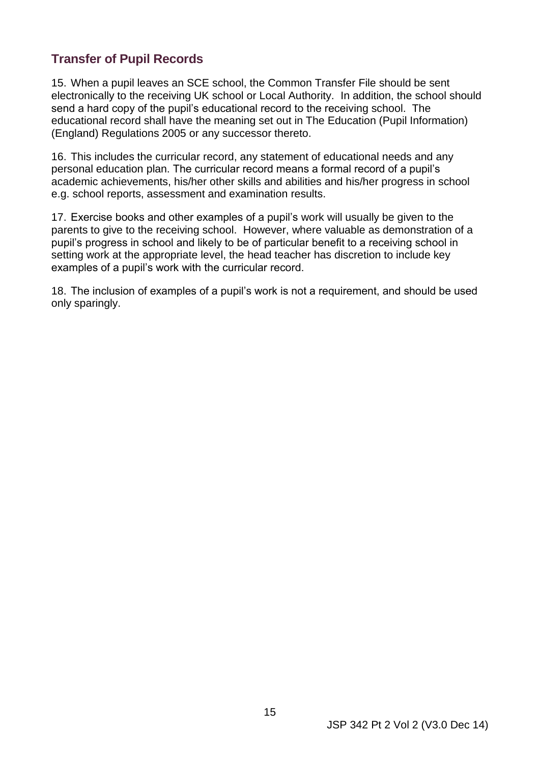## Transfer of Pupil Records

15. When a pupil leaves an SCE school, the Common Transfer File should be sent electronically to the receiving UK school or Local Authority. In addition, the school should send a hard copy of the pupil's educational record to the receiving school. The educational record shall have the meaning set out in The Education (Pupil Information) (England) Regulations 2005 or any successor thereto.

16. This includes the curricular record, any statement of educational needs and any personal education plan. The curricular record means a formal record of a pupil's academic achievements, his/her other skills and abilities and his/her progress in school e.g. school reports, assessment and examination results.

17. Exercise books and other examples of a pupil's work will usually be given to the parents to give to the receiving school. However, where valuable as demonstration of a pupil's progress in school and likely to be of particular benefit to a receiving school in setting work at the appropriate level, the head teacher has discretion to include key examples of a pupil's work with the curricular record.

18. The inclusion of examples of a pupil's work is not a requirement, and should be used only sparingly.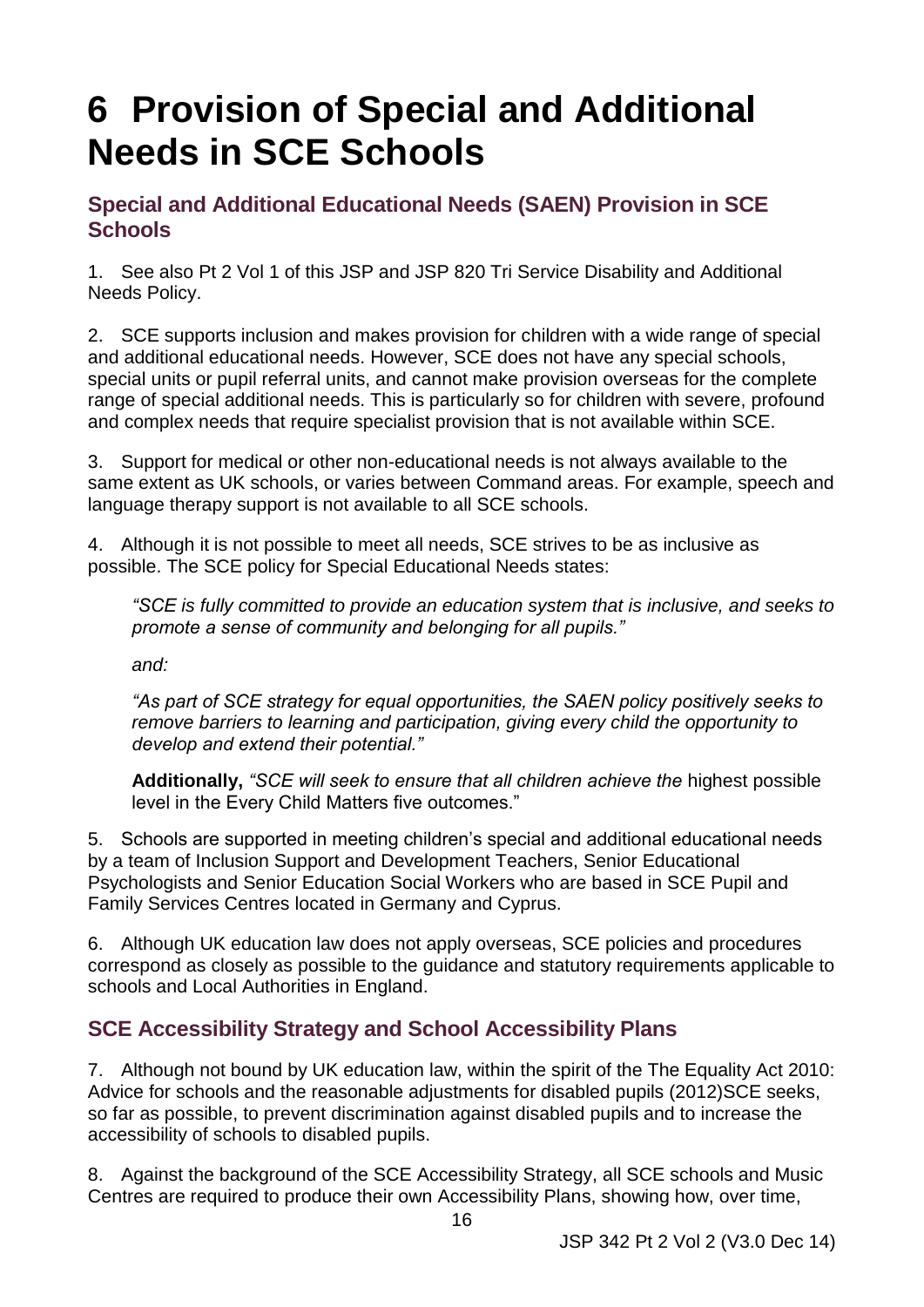# 6 Provision of Special and Additional Needs in SCE Schools

## Special and Additional Educational Needs (SAEN) Provision in SCE Schools

1. See also Pt 2 Vol 1 of this JSP and JSP 820 Tri Service Disability and Additional Needs Policy.

2. SCE supports inclusion and makes provision for children with a wide range of special and additional educational needs. However, SCE does not have any special schools, special units or pupil referral units, and cannot make provision overseas for the complete range of special additional needs. This is particularly so for children with severe, profound and complex needs that require specialist provision that is not available within SCE.

3. Support for medical or other non-educational needs is not always available to the same extent as UK schools, or varies between Command areas. For example, speech and language therapy support is not available to all SCE schools.

4. Although it is not possible to meet all needs, SCE strives to be as inclusive as possible. The SCE policy for Special Educational Needs states:

> *"SCE is fully committed to provide an education system that is inclusive, and seeks to promote a sense of community and belonging for all pupils."*
>
> *and:*
>
> *"As part of SCE strategy for equal opportunities, the SAEN policy positively seeks to remove barriers to learning and participation, giving every child the opportunity to develop and extend their potential."*
>
> **Additionally,** *"SCE will seek to ensure that all children achieve the* highest possible level in the Every Child Matters five outcomes."

5. Schools are supported in meeting children's special and additional educational needs by a team of Inclusion Support and Development Teachers, Senior Educational Psychologists and Senior Education Social Workers who are based in SCE Pupil and Family Services Centres located in Germany and Cyprus.

6. Although UK education law does not apply overseas, SCE policies and procedures correspond as closely as possible to the guidance and statutory requirements applicable to schools and Local Authorities in England.

## SCE Accessibility Strategy and School Accessibility Plans

7. Although not bound by UK education law, within the spirit of the The Equality Act 2010: Advice for schools and the reasonable adjustments for disabled pupils (2012)SCE seeks, so far as possible, to prevent discrimination against disabled pupils and to increase the accessibility of schools to disabled pupils.

8. Against the background of the SCE Accessibility Strategy, all SCE schools and Music Centres are required to produce their own Accessibility Plans, showing how, over time,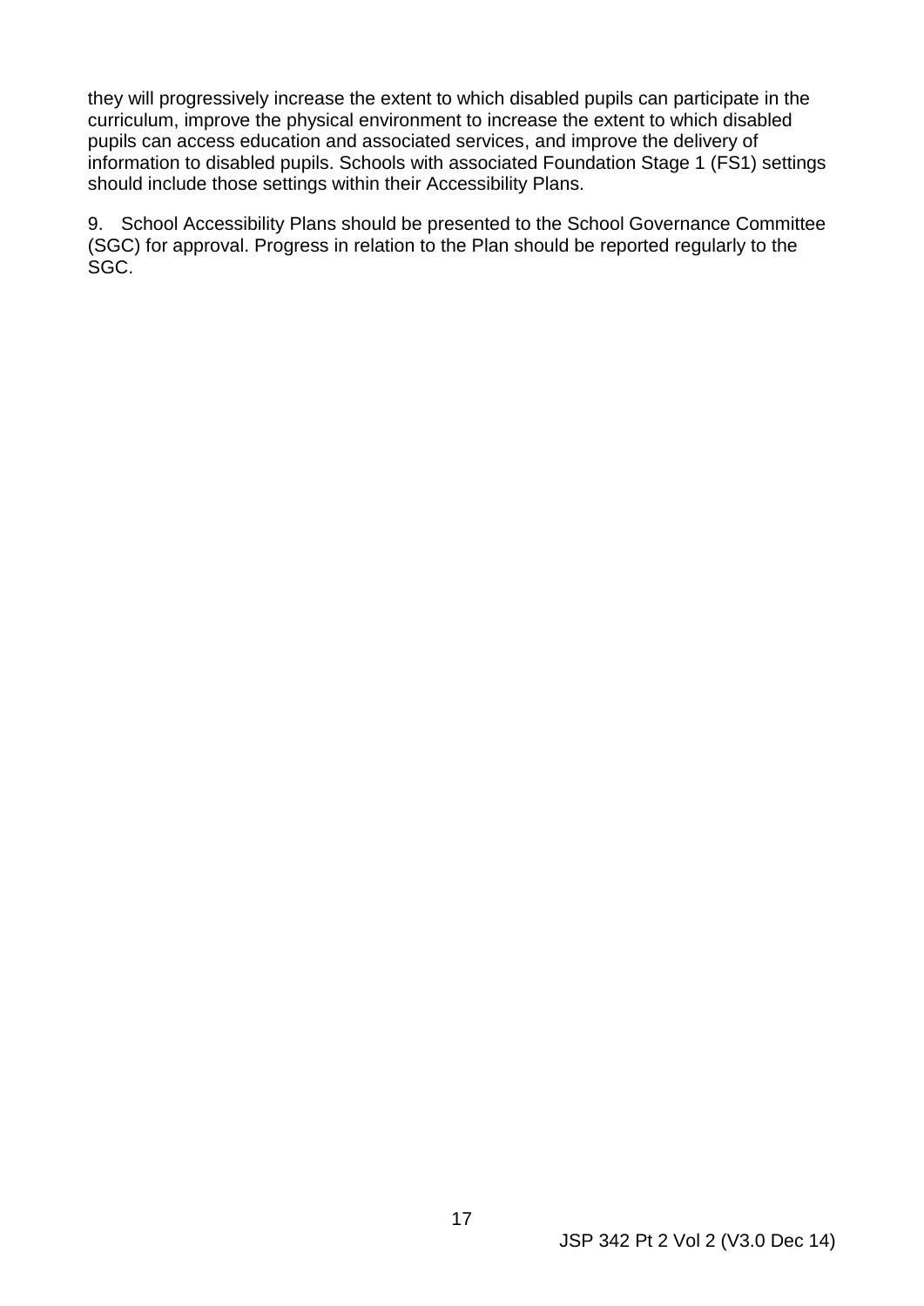they will progressively increase the extent to which disabled pupils can participate in the curriculum, improve the physical environment to increase the extent to which disabled pupils can access education and associated services, and improve the delivery of information to disabled pupils. Schools with associated Foundation Stage 1 (FS1) settings should include those settings within their Accessibility Plans.

9. School Accessibility Plans should be presented to the School Governance Committee (SGC) for approval. Progress in relation to the Plan should be reported regularly to the SGC.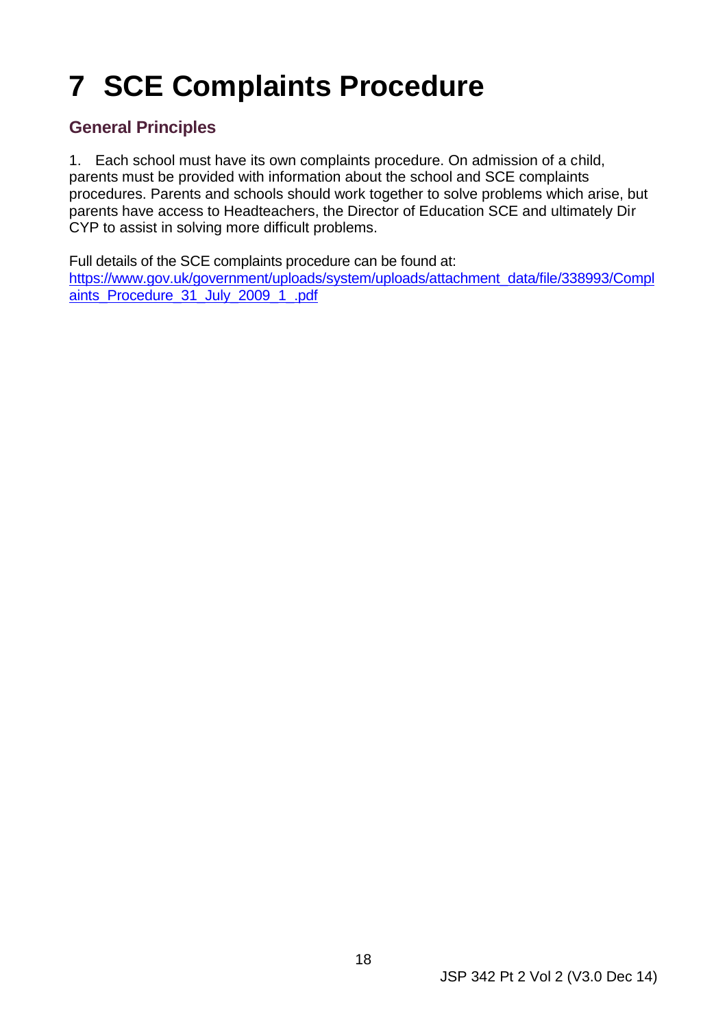# 7 SCE Complaints Procedure

## General Principles

1. Each school must have its own complaints procedure. On admission of a child, parents must be provided with information about the school and SCE complaints procedures. Parents and schools should work together to solve problems which arise, but parents have access to Headteachers, the Director of Education SCE and ultimately Dir CYP to assist in solving more difficult problems.

Full details of the SCE complaints procedure can be found at: https://www.gov.uk/government/uploads/system/uploads/attachment_data/file/338993/Complaints_Procedure_31_July_2009_1_.pdf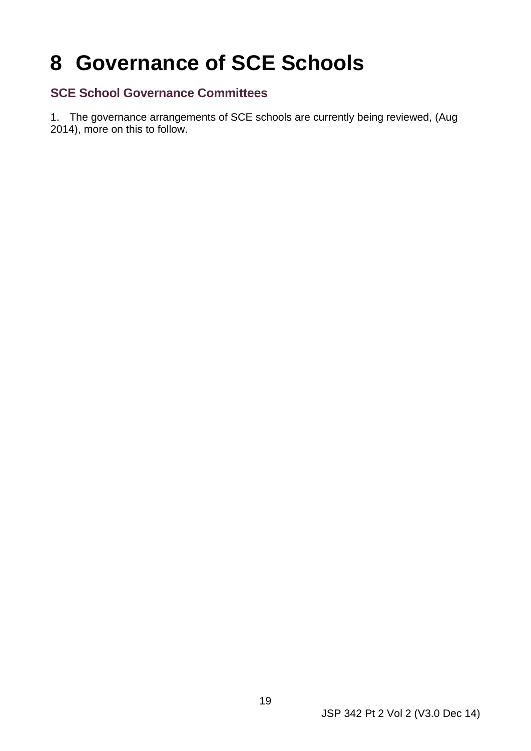# 8 Governance of SCE Schools

## SCE School Governance Committees

1. The governance arrangements of SCE schools are currently being reviewed, (Aug 2014), more on this to follow.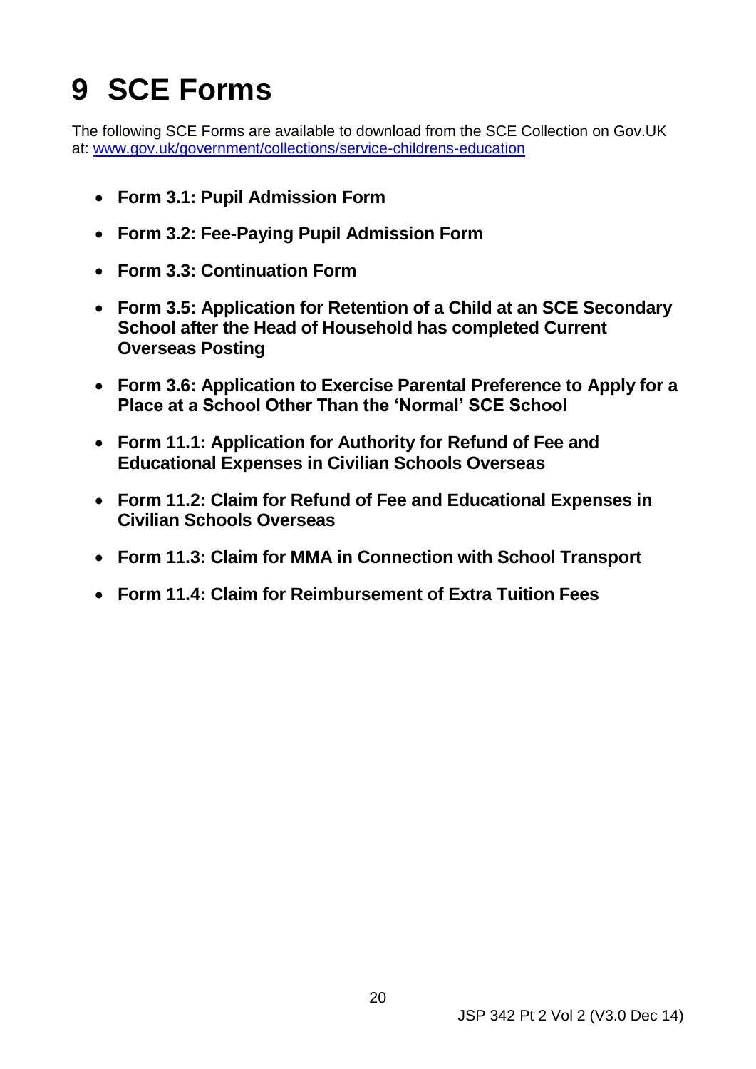# 9 SCE Forms

The following SCE Forms are available to download from the SCE Collection on Gov.UK at: [www.gov.uk/government/collections/service-childrens-education](www.gov.uk/government/collections/service-childrens-education)

- **Form 3.1: Pupil Admission Form**
- **Form 3.2: Fee-Paying Pupil Admission Form**
- **Form 3.3: Continuation Form**
- **Form 3.5: Application for Retention of a Child at an SCE Secondary School after the Head of Household has completed Current Overseas Posting**
- **Form 3.6: Application to Exercise Parental Preference to Apply for a Place at a School Other Than the 'Normal' SCE School**
- **Form 11.1: Application for Authority for Refund of Fee and Educational Expenses in Civilian Schools Overseas**
- **Form 11.2: Claim for Refund of Fee and Educational Expenses in Civilian Schools Overseas**
- **Form 11.3: Claim for MMA in Connection with School Transport**
- **Form 11.4: Claim for Reimbursement of Extra Tuition Fees**